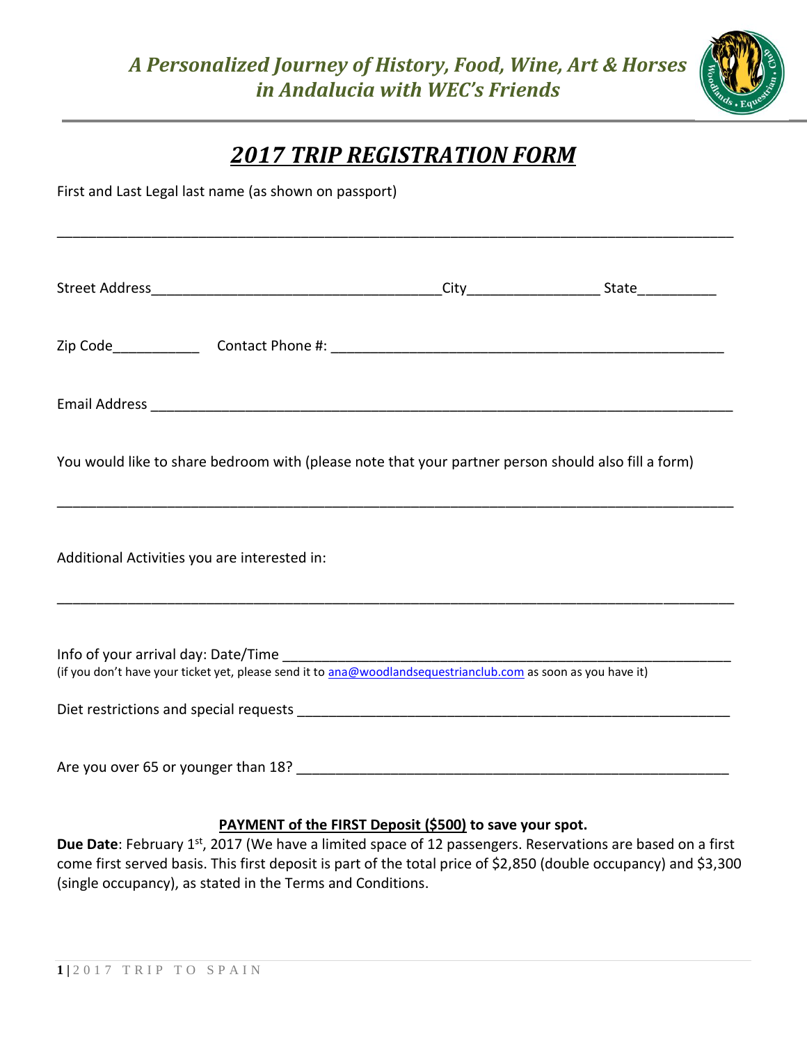*A Personalized Journey of History, Food, Wine, Art & Horses in Andalucia with WEC's Friends*

# *2017 TRIP REGISTRATION FORM*

First and Last Legal last name (as shown on passport)

_______________________________________________________________________________

Street Address___________________________________City________________ State_________

Zip Code___________ Contact Phone #: _______________________________________________

Email Address _________________________________________________________________________

You would like to share bedroom with (please note that your partner person should also fill a form)

_______________________________________________________________________________

Additional Activities you are interested in:

_______________________________________________________________________________

Info of your arrival day: Date/Time _______________________________________________________

(if you don't have your ticket yet, please send it to ana@woodlandsequestrianclub.com as soon as you have it)

Diet restrictions and special requests _____________________________________________________

Are you over 65 or younger than 18? ______________________________________________________

**PAYMENT of the FIRST Deposit ($500) to save your spot.**

**Due Date**: February 1st, 2017 (We have a limited space of 12 passengers. Reservations are based on a first come first served basis. This first deposit is part of the total price of $2,850 (double occupancy) and $3,300 (single occupancy), as stated in the Terms and Conditions.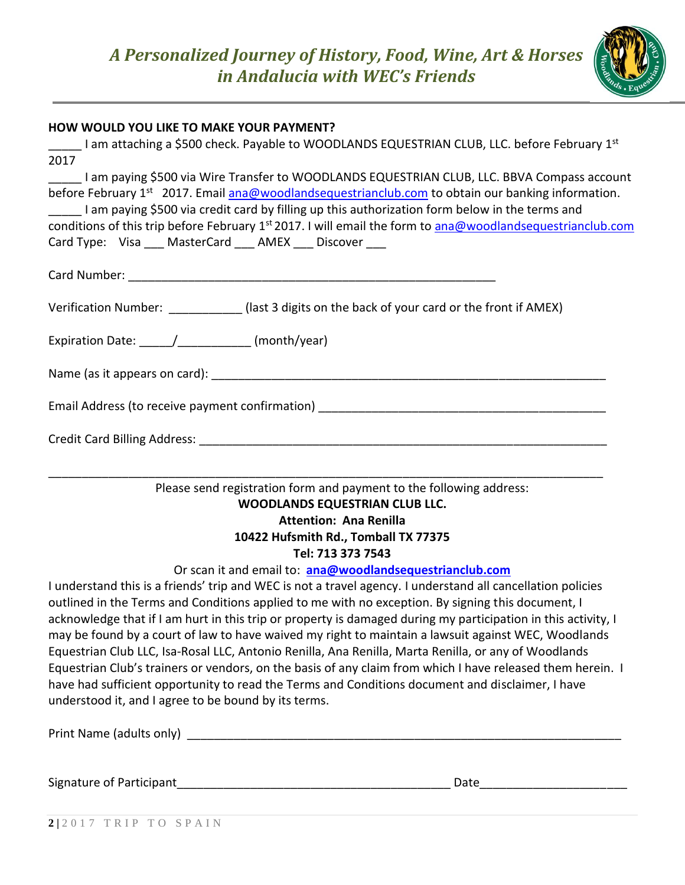# *A Personalized Journey of History, Food, Wine, Art & Horses in Andalucia with WEC's Friends*

**HOW WOULD YOU LIKE TO MAKE YOUR PAYMENT?**

_____ I am attaching a $500 check. Payable to WOODLANDS EQUESTRIAN CLUB, LLC. before February 1st 2017

_____ I am paying $500 via Wire Transfer to WOODLANDS EQUESTRIAN CLUB, LLC. BBVA Compass account before February 1st 2017. Email ana@woodlandsequestrianclub.com to obtain our banking information.

_____ I am paying $500 via credit card by filling up this authorization form below in the terms and conditions of this trip before February 1st 2017. I will email the form to ana@woodlandsequestrianclub.com

Card Type: Visa ___ MasterCard ___ AMEX ___ Discover ___

Card Number: ________________________________________________________

Verification Number: ___________ (last 3 digits on the back of your card or the front if AMEX)

Expiration Date: _____/___________ (month/year)

Name (as it appears on card): ____________________________________________________________

Email Address (to receive payment confirmation) ____________________________________________

Credit Card Billing Address: ______________________________________________________________

_____________________________________________________________________________________

Please send registration form and payment to the following address:

**WOODLANDS EQUESTRIAN CLUB LLC.**
**Attention: Ana Renilla**
**10422 Hufsmith Rd., Tomball TX 77375**
**Tel: 713 373 7543**

Or scan it and email to: **ana@woodlandsequestrianclub.com**

I understand this is a friends' trip and WEC is not a travel agency. I understand all cancellation policies outlined in the Terms and Conditions applied to me with no exception. By signing this document, I acknowledge that if I am hurt in this trip or property is damaged during my participation in this activity, I may be found by a court of law to have waived my right to maintain a lawsuit against WEC, Woodlands Equestrian Club LLC, Isa-Rosal LLC, Antonio Renilla, Ana Renilla, Marta Renilla, or any of Woodlands Equestrian Club's trainers or vendors, on the basis of any claim from which I have released them herein. I have had sufficient opportunity to read the Terms and Conditions document and disclaimer, I have understood it, and I agree to be bound by its terms.

Print Name (adults only) ____________________________________________________________________

Signature of Participant_________________________________________ Date_____________________